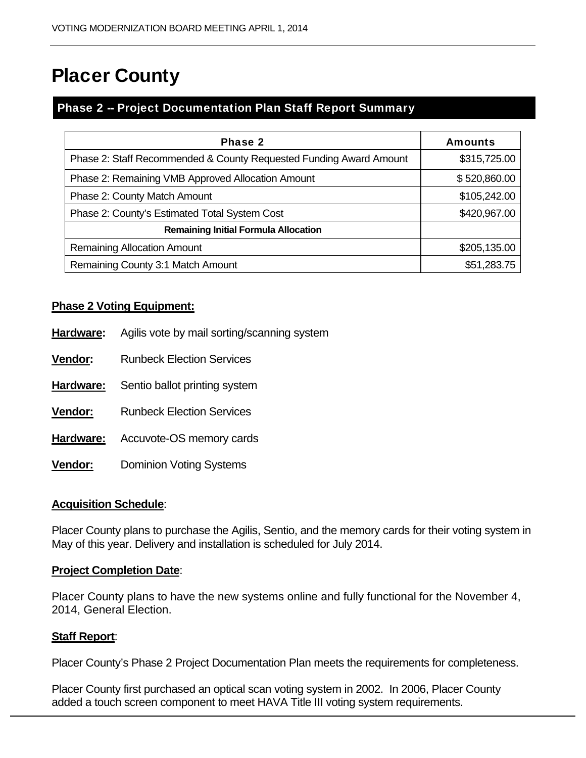# Placer County

## Phase 2 -- Project Documentation Plan Staff Report Summary

| Phase 2 | Amounts |
|---|---|
| Phase 2: Staff Recommended & County Requested Funding Award Amount | $315,725.00 |
| Phase 2: Remaining VMB Approved Allocation Amount | $ 520,860.00 |
| Phase 2: County Match Amount | $105,242.00 |
| Phase 2: County's Estimated Total System Cost | $420,967.00 |
| **Remaining Initial Formula Allocation** | |
| Remaining Allocation Amount | $205,135.00 |
| Remaining County 3:1 Match Amount | $51,283.75 |

**Phase 2 Voting Equipment:**

**Hardware:** Agilis vote by mail sorting/scanning system

**Vendor:** Runbeck Election Services

**Hardware:** Sentio ballot printing system

**Vendor:** Runbeck Election Services

**Hardware:** Accuvote-OS memory cards

**Vendor:** Dominion Voting Systems

**Acquisition Schedule**:

Placer County plans to purchase the Agilis, Sentio, and the memory cards for their voting system in May of this year. Delivery and installation is scheduled for July 2014.

**Project Completion Date**:

Placer County plans to have the new systems online and fully functional for the November 4, 2014, General Election.

**Staff Report**:

Placer County's Phase 2 Project Documentation Plan meets the requirements for completeness.

Placer County first purchased an optical scan voting system in 2002. In 2006, Placer County added a touch screen component to meet HAVA Title III voting system requirements.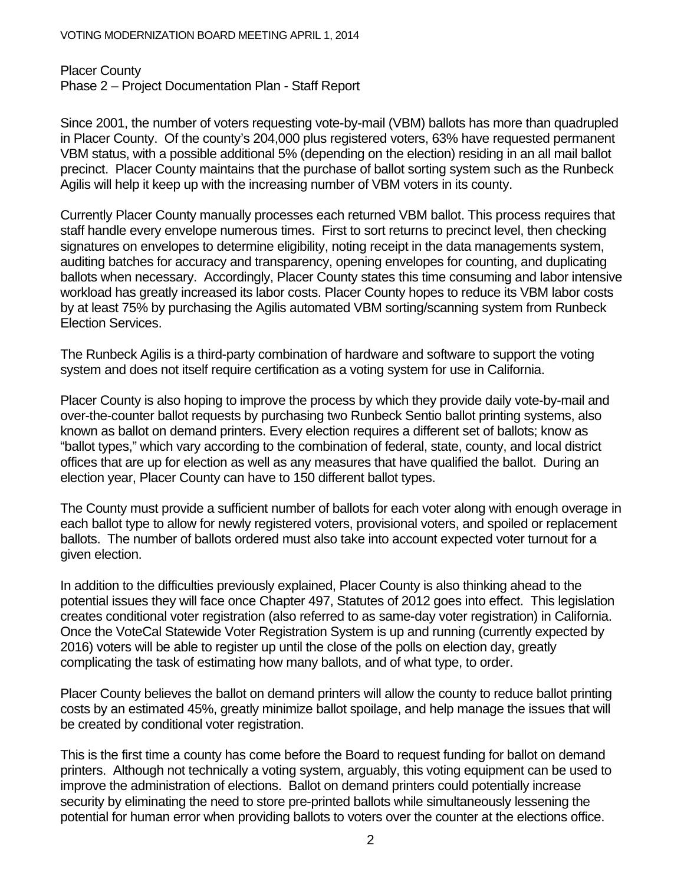Placer County
Phase 2 – Project Documentation Plan - Staff Report

Since 2001, the number of voters requesting vote-by-mail (VBM) ballots has more than quadrupled in Placer County. Of the county's 204,000 plus registered voters, 63% have requested permanent VBM status, with a possible additional 5% (depending on the election) residing in an all mail ballot precinct. Placer County maintains that the purchase of ballot sorting system such as the Runbeck Agilis will help it keep up with the increasing number of VBM voters in its county.

Currently Placer County manually processes each returned VBM ballot. This process requires that staff handle every envelope numerous times. First to sort returns to precinct level, then checking signatures on envelopes to determine eligibility, noting receipt in the data managements system, auditing batches for accuracy and transparency, opening envelopes for counting, and duplicating ballots when necessary. Accordingly, Placer County states this time consuming and labor intensive workload has greatly increased its labor costs. Placer County hopes to reduce its VBM labor costs by at least 75% by purchasing the Agilis automated VBM sorting/scanning system from Runbeck Election Services.

The Runbeck Agilis is a third-party combination of hardware and software to support the voting system and does not itself require certification as a voting system for use in California.

Placer County is also hoping to improve the process by which they provide daily vote-by-mail and over-the-counter ballot requests by purchasing two Runbeck Sentio ballot printing systems, also known as ballot on demand printers. Every election requires a different set of ballots; know as "ballot types," which vary according to the combination of federal, state, county, and local district offices that are up for election as well as any measures that have qualified the ballot. During an election year, Placer County can have to 150 different ballot types.

The County must provide a sufficient number of ballots for each voter along with enough overage in each ballot type to allow for newly registered voters, provisional voters, and spoiled or replacement ballots. The number of ballots ordered must also take into account expected voter turnout for a given election.

In addition to the difficulties previously explained, Placer County is also thinking ahead to the potential issues they will face once Chapter 497, Statutes of 2012 goes into effect. This legislation creates conditional voter registration (also referred to as same-day voter registration) in California. Once the VoteCal Statewide Voter Registration System is up and running (currently expected by 2016) voters will be able to register up until the close of the polls on election day, greatly complicating the task of estimating how many ballots, and of what type, to order.

Placer County believes the ballot on demand printers will allow the county to reduce ballot printing costs by an estimated 45%, greatly minimize ballot spoilage, and help manage the issues that will be created by conditional voter registration.

This is the first time a county has come before the Board to request funding for ballot on demand printers. Although not technically a voting system, arguably, this voting equipment can be used to improve the administration of elections. Ballot on demand printers could potentially increase security by eliminating the need to store pre-printed ballots while simultaneously lessening the potential for human error when providing ballots to voters over the counter at the elections office.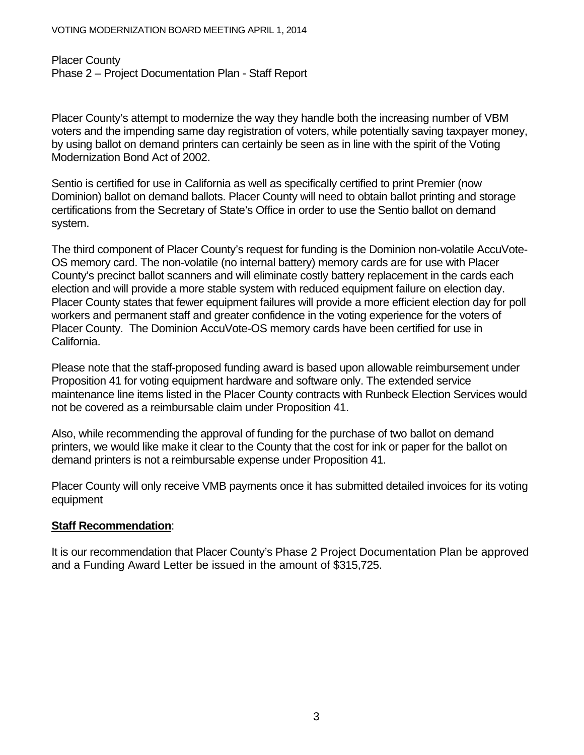Placer County
Phase 2 – Project Documentation Plan - Staff Report

Placer County's attempt to modernize the way they handle both the increasing number of VBM voters and the impending same day registration of voters, while potentially saving taxpayer money, by using ballot on demand printers can certainly be seen as in line with the spirit of the Voting Modernization Bond Act of 2002.

Sentio is certified for use in California as well as specifically certified to print Premier (now Dominion) ballot on demand ballots. Placer County will need to obtain ballot printing and storage certifications from the Secretary of State's Office in order to use the Sentio ballot on demand system.

The third component of Placer County's request for funding is the Dominion non-volatile AccuVote-OS memory card. The non-volatile (no internal battery) memory cards are for use with Placer County's precinct ballot scanners and will eliminate costly battery replacement in the cards each election and will provide a more stable system with reduced equipment failure on election day. Placer County states that fewer equipment failures will provide a more efficient election day for poll workers and permanent staff and greater confidence in the voting experience for the voters of Placer County. The Dominion AccuVote-OS memory cards have been certified for use in California.

Please note that the staff-proposed funding award is based upon allowable reimbursement under Proposition 41 for voting equipment hardware and software only. The extended service maintenance line items listed in the Placer County contracts with Runbeck Election Services would not be covered as a reimbursable claim under Proposition 41.

Also, while recommending the approval of funding for the purchase of two ballot on demand printers, we would like make it clear to the County that the cost for ink or paper for the ballot on demand printers is not a reimbursable expense under Proposition 41.

Placer County will only receive VMB payments once it has submitted detailed invoices for its voting equipment

**Staff Recommendation**:

It is our recommendation that Placer County's Phase 2 Project Documentation Plan be approved and a Funding Award Letter be issued in the amount of $315,725.